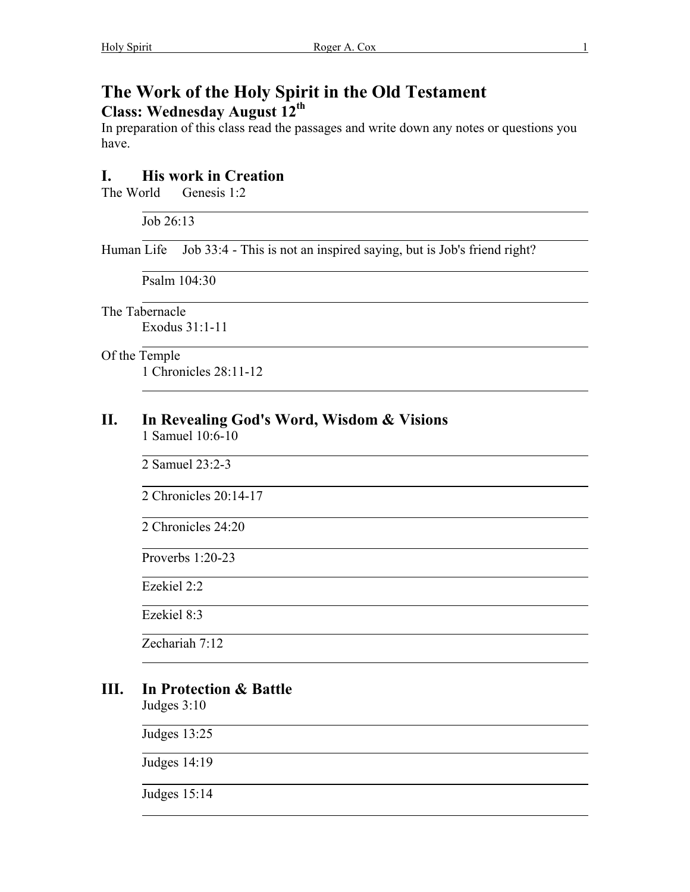# The Work of the Holy Spirit in the Old Testament

## Class: Wednesday August 12th

In preparation of this class read the passages and write down any notes or questions you have.

## I. His work in Creation

The World Genesis 1:2

Job 26:13

Human Life Job 33:4 - This is not an inspired saying, but is Job's friend right?

Psalm 104:30

The Tabernacle

Exodus 31:1-11

Of the Temple

1 Chronicles 28:11-12

## II. In Revealing God's Word, Wisdom & Visions

1 Samuel 10:6-10

2 Samuel 23:2-3

2 Chronicles 20:14-17

2 Chronicles 24:20

Proverbs 1:20-23

Ezekiel 2:2

Ezekiel 8:3

Zechariah 7:12

## III. In Protection & Battle

Judges 3:10

Judges 13:25

Judges 14:19

Judges 15:14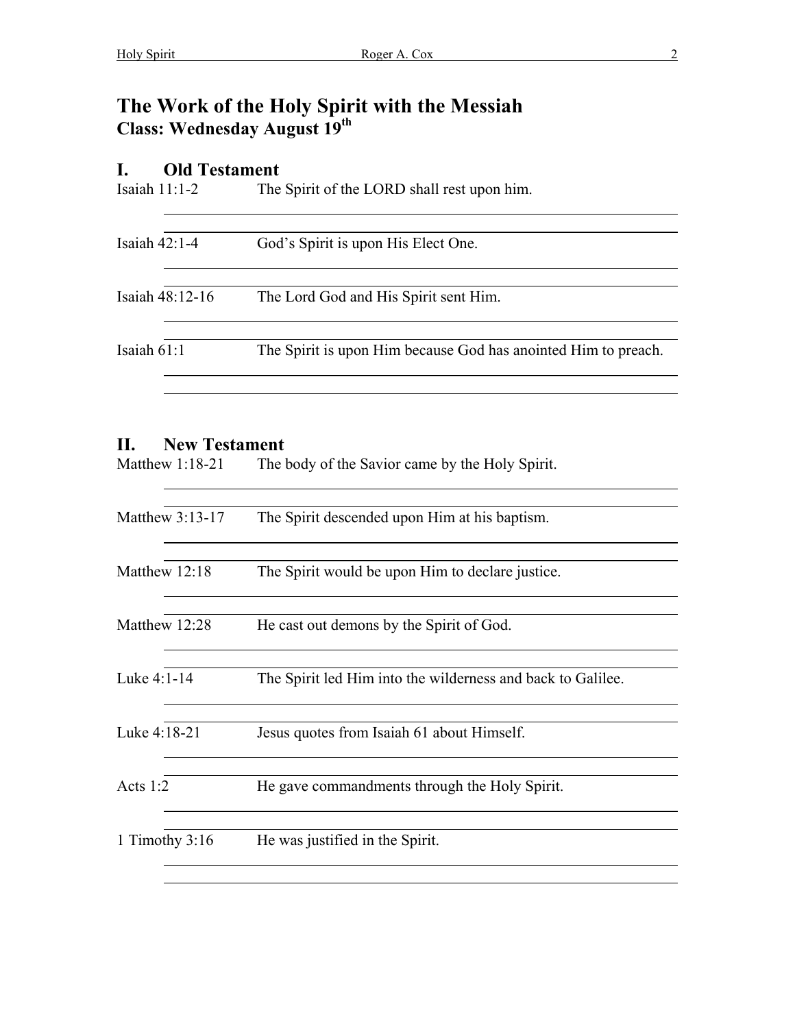# The Work of the Holy Spirit with the Messiah

**Class: Wednesday August 19th**

## I. Old Testament

Isaiah 11:1-2 — The Spirit of the LORD shall rest upon him.

Isaiah 42:1-4 — God's Spirit is upon His Elect One.

Isaiah 48:12-16 — The Lord God and His Spirit sent Him.

Isaiah 61:1 — The Spirit is upon Him because God has anointed Him to preach.

## II. New Testament

Matthew 1:18-21 — The body of the Savior came by the Holy Spirit.

Matthew 3:13-17 — The Spirit descended upon Him at his baptism.

Matthew 12:18 — The Spirit would be upon Him to declare justice.

Matthew 12:28 — He cast out demons by the Spirit of God.

Luke 4:1-14 — The Spirit led Him into the wilderness and back to Galilee.

Luke 4:18-21 — Jesus quotes from Isaiah 61 about Himself.

Acts 1:2 — He gave commandments through the Holy Spirit.

1 Timothy 3:16 — He was justified in the Spirit.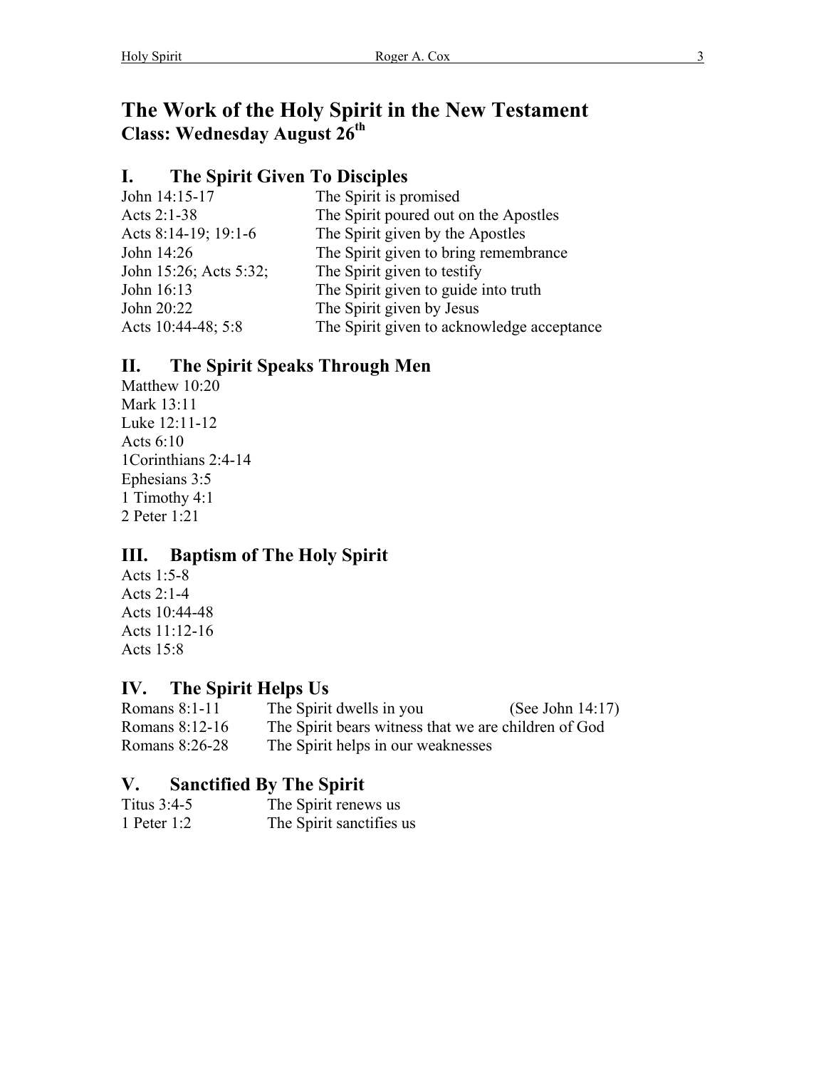# The Work of the Holy Spirit in the New Testament

**Class: Wednesday August 26th**

## I. The Spirit Given To Disciples

| | |
|---|---|
| John 14:15-17 | The Spirit is promised |
| Acts 2:1-38 | The Spirit poured out on the Apostles |
| Acts 8:14-19; 19:1-6 | The Spirit given by the Apostles |
| John 14:26 | The Spirit given to bring remembrance |
| John 15:26; Acts 5:32; | The Spirit given to testify |
| John 16:13 | The Spirit given to guide into truth |
| John 20:22 | The Spirit given by Jesus |
| Acts 10:44-48; 5:8 | The Spirit given to acknowledge acceptance |

## II. The Spirit Speaks Through Men

Matthew 10:20
Mark 13:11
Luke 12:11-12
Acts 6:10
1Corinthians 2:4-14
Ephesians 3:5
1 Timothy 4:1
2 Peter 1:21

## III. Baptism of The Holy Spirit

Acts 1:5-8
Acts 2:1-4
Acts 10:44-48
Acts 11:12-16
Acts 15:8

## IV. The Spirit Helps Us

| | | |
|---|---|---|
| Romans 8:1-11 | The Spirit dwells in you | (See John 14:17) |
| Romans 8:12-16 | The Spirit bears witness that we are children of God | |
| Romans 8:26-28 | The Spirit helps in our weaknesses | |

## V. Sanctified By The Spirit

| | |
|---|---|
| Titus 3:4-5 | The Spirit renews us |
| 1 Peter 1:2 | The Spirit sanctifies us |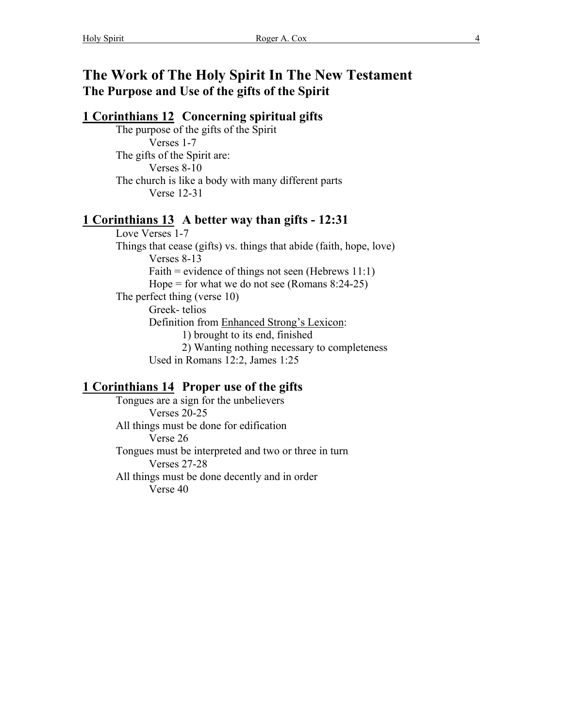# The Work of The Holy Spirit In The New Testament

## The Purpose and Use of the gifts of the Spirit

### <u>1 Corinthians 12</u> Concerning spiritual gifts

- The purpose of the gifts of the Spirit
  - Verses 1-7
- The gifts of the Spirit are:
  - Verses 8-10
- The church is like a body with many different parts
  - Verse 12-31

### <u>1 Corinthians 13</u> A better way than gifts - 12:31

- Love Verses 1-7
- Things that cease (gifts) vs. things that abide (faith, hope, love)
  - Verses 8-13
  - Faith = evidence of things not seen (Hebrews 11:1)
  - Hope = for what we do not see (Romans 8:24-25)
- The perfect thing (verse 10)
  - Greek- telios
  - Definition from <u>Enhanced Strong's Lexicon</u>:
    1) brought to its end, finished
    2) Wanting nothing necessary to completeness
  - Used in Romans 12:2, James 1:25

### <u>1 Corinthians 14</u> Proper use of the gifts

- Tongues are a sign for the unbelievers
  - Verses 20-25
- All things must be done for edification
  - Verse 26
- Tongues must be interpreted and two or three in turn
  - Verses 27-28
- All things must be done decently and in order
  - Verse 40